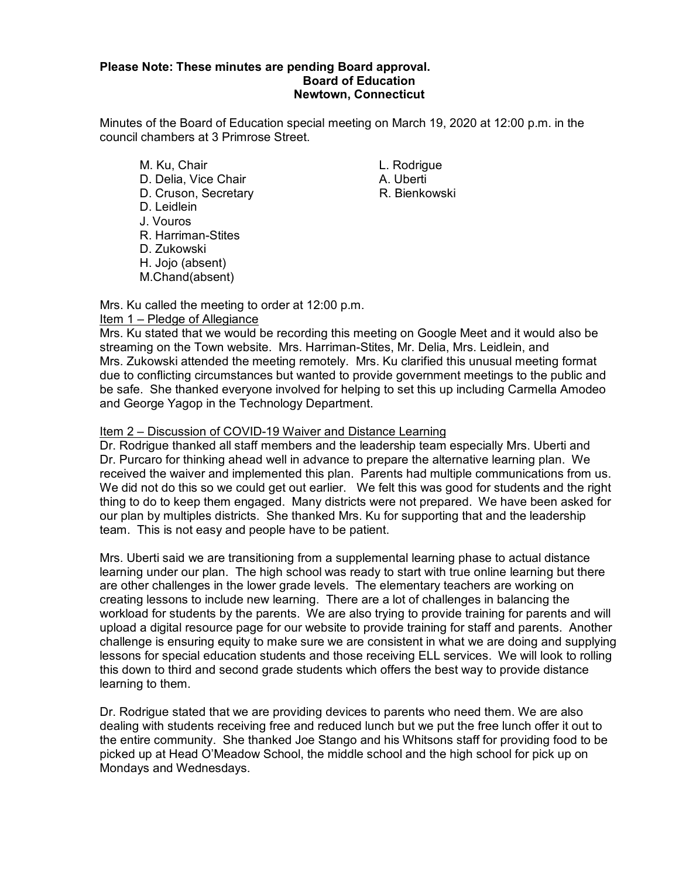**Please Note: These minutes are pending Board approval.**

**Board of Education**

**Newtown, Connecticut**

Minutes of the Board of Education special meeting on March 19, 2020 at 12:00 p.m. in the council chambers at 3 Primrose Street.

M. Ku, Chair
D. Delia, Vice Chair
D. Cruson, Secretary
D. Leidlein
J. Vouros
R. Harriman-Stites
D. Zukowski
H. Jojo (absent)
M.Chand(absent)

L. Rodrigue
A. Uberti
R. Bienkowski

Mrs. Ku called the meeting to order at 12:00 p.m.

Item 1 – Pledge of Allegiance

Mrs. Ku stated that we would be recording this meeting on Google Meet and it would also be streaming on the Town website. Mrs. Harriman-Stites, Mr. Delia, Mrs. Leidlein, and Mrs. Zukowski attended the meeting remotely. Mrs. Ku clarified this unusual meeting format due to conflicting circumstances but wanted to provide government meetings to the public and be safe. She thanked everyone involved for helping to set this up including Carmella Amodeo and George Yagop in the Technology Department.

Item 2 – Discussion of COVID-19 Waiver and Distance Learning

Dr. Rodrigue thanked all staff members and the leadership team especially Mrs. Uberti and Dr. Purcaro for thinking ahead well in advance to prepare the alternative learning plan. We received the waiver and implemented this plan. Parents had multiple communications from us. We did not do this so we could get out earlier. We felt this was good for students and the right thing to do to keep them engaged. Many districts were not prepared. We have been asked for our plan by multiples districts. She thanked Mrs. Ku for supporting that and the leadership team. This is not easy and people have to be patient.

Mrs. Uberti said we are transitioning from a supplemental learning phase to actual distance learning under our plan. The high school was ready to start with true online learning but there are other challenges in the lower grade levels. The elementary teachers are working on creating lessons to include new learning. There are a lot of challenges in balancing the workload for students by the parents. We are also trying to provide training for parents and will upload a digital resource page for our website to provide training for staff and parents. Another challenge is ensuring equity to make sure we are consistent in what we are doing and supplying lessons for special education students and those receiving ELL services. We will look to rolling this down to third and second grade students which offers the best way to provide distance learning to them.

Dr. Rodrigue stated that we are providing devices to parents who need them. We are also dealing with students receiving free and reduced lunch but we put the free lunch offer it out to the entire community. She thanked Joe Stango and his Whitsons staff for providing food to be picked up at Head O'Meadow School, the middle school and the high school for pick up on Mondays and Wednesdays.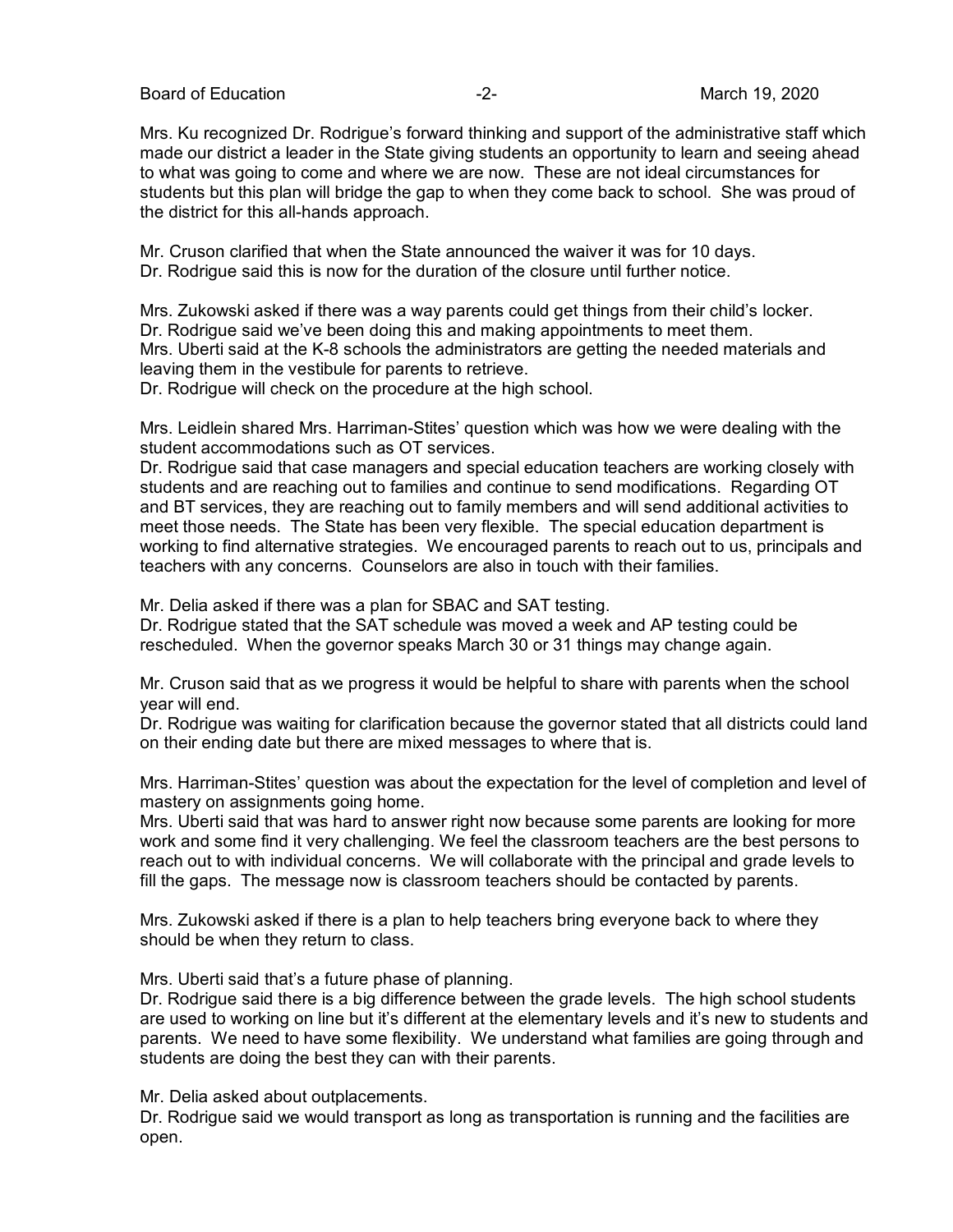Mrs. Ku recognized Dr. Rodrigue's forward thinking and support of the administrative staff which made our district a leader in the State giving students an opportunity to learn and seeing ahead to what was going to come and where we are now. These are not ideal circumstances for students but this plan will bridge the gap to when they come back to school. She was proud of the district for this all-hands approach.

Mr. Cruson clarified that when the State announced the waiver it was for 10 days.
Dr. Rodrigue said this is now for the duration of the closure until further notice.

Mrs. Zukowski asked if there was a way parents could get things from their child's locker.
Dr. Rodrigue said we've been doing this and making appointments to meet them.
Mrs. Uberti said at the K-8 schools the administrators are getting the needed materials and leaving them in the vestibule for parents to retrieve.
Dr. Rodrigue will check on the procedure at the high school.

Mrs. Leidlein shared Mrs. Harriman-Stites' question which was how we were dealing with the student accommodations such as OT services.
Dr. Rodrigue said that case managers and special education teachers are working closely with students and are reaching out to families and continue to send modifications. Regarding OT and BT services, they are reaching out to family members and will send additional activities to meet those needs. The State has been very flexible. The special education department is working to find alternative strategies. We encouraged parents to reach out to us, principals and teachers with any concerns. Counselors are also in touch with their families.

Mr. Delia asked if there was a plan for SBAC and SAT testing.
Dr. Rodrigue stated that the SAT schedule was moved a week and AP testing could be rescheduled. When the governor speaks March 30 or 31 things may change again.

Mr. Cruson said that as we progress it would be helpful to share with parents when the school year will end.
Dr. Rodrigue was waiting for clarification because the governor stated that all districts could land on their ending date but there are mixed messages to where that is.

Mrs. Harriman-Stites' question was about the expectation for the level of completion and level of mastery on assignments going home.
Mrs. Uberti said that was hard to answer right now because some parents are looking for more work and some find it very challenging. We feel the classroom teachers are the best persons to reach out to with individual concerns. We will collaborate with the principal and grade levels to fill the gaps. The message now is classroom teachers should be contacted by parents.

Mrs. Zukowski asked if there is a plan to help teachers bring everyone back to where they should be when they return to class.

Mrs. Uberti said that's a future phase of planning.
Dr. Rodrigue said there is a big difference between the grade levels. The high school students are used to working on line but it's different at the elementary levels and it's new to students and parents. We need to have some flexibility. We understand what families are going through and students are doing the best they can with their parents.

Mr. Delia asked about outplacements.
Dr. Rodrigue said we would transport as long as transportation is running and the facilities are open.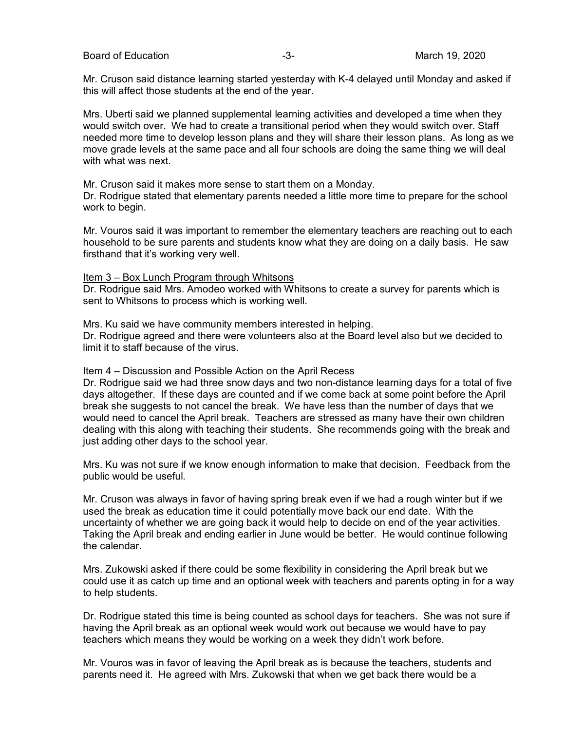Mr. Cruson said distance learning started yesterday with K-4 delayed until Monday and asked if this will affect those students at the end of the year.

Mrs. Uberti said we planned supplemental learning activities and developed a time when they would switch over. We had to create a transitional period when they would switch over. Staff needed more time to develop lesson plans and they will share their lesson plans. As long as we move grade levels at the same pace and all four schools are doing the same thing we will deal with what was next.

Mr. Cruson said it makes more sense to start them on a Monday.
Dr. Rodrigue stated that elementary parents needed a little more time to prepare for the school work to begin.

Mr. Vouros said it was important to remember the elementary teachers are reaching out to each household to be sure parents and students know what they are doing on a daily basis. He saw firsthand that it's working very well.

Item 3 – Box Lunch Program through Whitsons

Dr. Rodrigue said Mrs. Amodeo worked with Whitsons to create a survey for parents which is sent to Whitsons to process which is working well.

Mrs. Ku said we have community members interested in helping.
Dr. Rodrigue agreed and there were volunteers also at the Board level also but we decided to limit it to staff because of the virus.

Item 4 – Discussion and Possible Action on the April Recess

Dr. Rodrigue said we had three snow days and two non-distance learning days for a total of five days altogether. If these days are counted and if we come back at some point before the April break she suggests to not cancel the break. We have less than the number of days that we would need to cancel the April break. Teachers are stressed as many have their own children dealing with this along with teaching their students. She recommends going with the break and just adding other days to the school year.

Mrs. Ku was not sure if we know enough information to make that decision. Feedback from the public would be useful.

Mr. Cruson was always in favor of having spring break even if we had a rough winter but if we used the break as education time it could potentially move back our end date. With the uncertainty of whether we are going back it would help to decide on end of the year activities. Taking the April break and ending earlier in June would be better. He would continue following the calendar.

Mrs. Zukowski asked if there could be some flexibility in considering the April break but we could use it as catch up time and an optional week with teachers and parents opting in for a way to help students.

Dr. Rodrigue stated this time is being counted as school days for teachers. She was not sure if having the April break as an optional week would work out because we would have to pay teachers which means they would be working on a week they didn't work before.

Mr. Vouros was in favor of leaving the April break as is because the teachers, students and parents need it. He agreed with Mrs. Zukowski that when we get back there would be a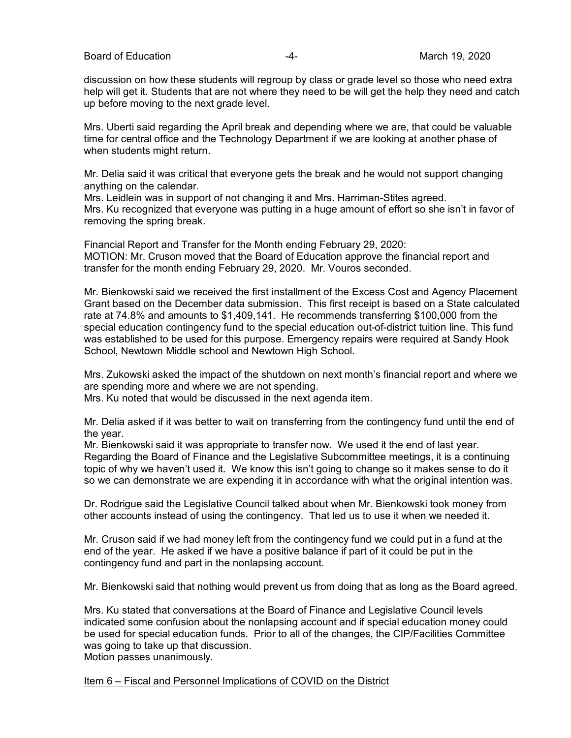discussion on how these students will regroup by class or grade level so those who need extra help will get it. Students that are not where they need to be will get the help they need and catch up before moving to the next grade level.

Mrs. Uberti said regarding the April break and depending where we are, that could be valuable time for central office and the Technology Department if we are looking at another phase of when students might return.

Mr. Delia said it was critical that everyone gets the break and he would not support changing anything on the calendar.
Mrs. Leidlein was in support of not changing it and Mrs. Harriman-Stites agreed.
Mrs. Ku recognized that everyone was putting in a huge amount of effort so she isn't in favor of removing the spring break.

Financial Report and Transfer for the Month ending February 29, 2020:
MOTION: Mr. Cruson moved that the Board of Education approve the financial report and transfer for the month ending February 29, 2020. Mr. Vouros seconded.

Mr. Bienkowski said we received the first installment of the Excess Cost and Agency Placement Grant based on the December data submission. This first receipt is based on a State calculated rate at 74.8% and amounts to $1,409,141. He recommends transferring $100,000 from the special education contingency fund to the special education out-of-district tuition line. This fund was established to be used for this purpose. Emergency repairs were required at Sandy Hook School, Newtown Middle school and Newtown High School.

Mrs. Zukowski asked the impact of the shutdown on next month's financial report and where we are spending more and where we are not spending.
Mrs. Ku noted that would be discussed in the next agenda item.

Mr. Delia asked if it was better to wait on transferring from the contingency fund until the end of the year.
Mr. Bienkowski said it was appropriate to transfer now. We used it the end of last year. Regarding the Board of Finance and the Legislative Subcommittee meetings, it is a continuing topic of why we haven't used it. We know this isn't going to change so it makes sense to do it so we can demonstrate we are expending it in accordance with what the original intention was.

Dr. Rodrigue said the Legislative Council talked about when Mr. Bienkowski took money from other accounts instead of using the contingency. That led us to use it when we needed it.

Mr. Cruson said if we had money left from the contingency fund we could put in a fund at the end of the year. He asked if we have a positive balance if part of it could be put in the contingency fund and part in the nonlapsing account.

Mr. Bienkowski said that nothing would prevent us from doing that as long as the Board agreed.

Mrs. Ku stated that conversations at the Board of Finance and Legislative Council levels indicated some confusion about the nonlapsing account and if special education money could be used for special education funds. Prior to all of the changes, the CIP/Facilities Committee was going to take up that discussion.
Motion passes unanimously.

Item 6 – Fiscal and Personnel Implications of COVID on the District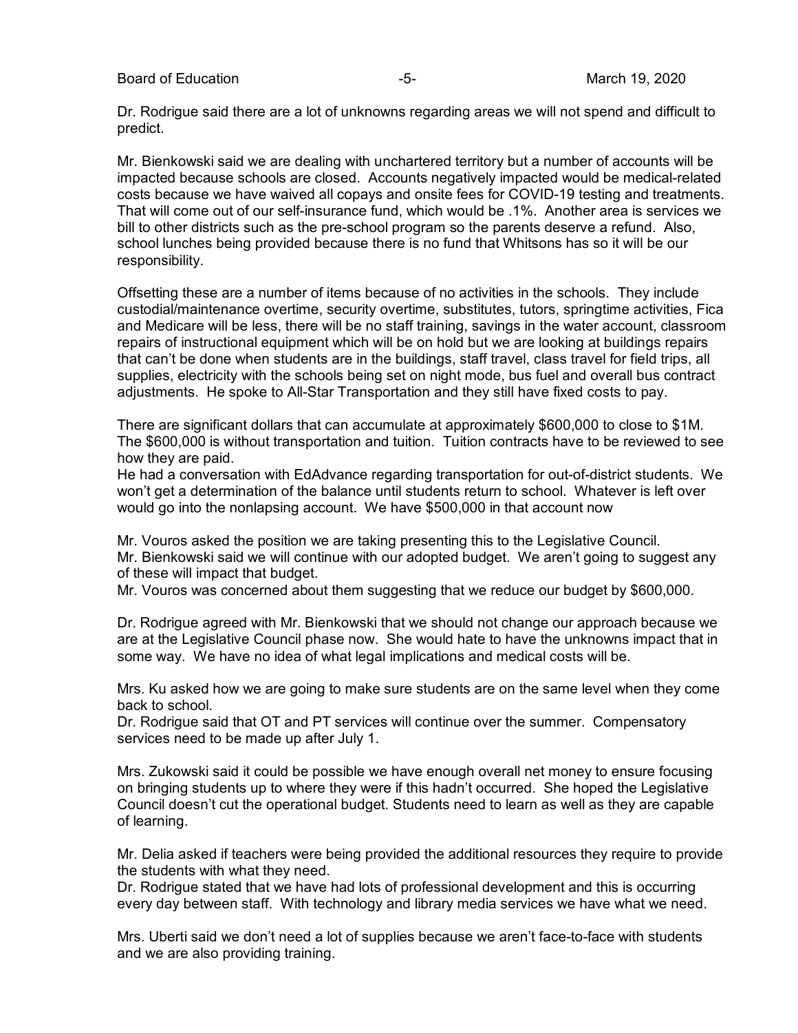Dr. Rodrigue said there are a lot of unknowns regarding areas we will not spend and difficult to predict.

Mr. Bienkowski said we are dealing with unchartered territory but a number of accounts will be impacted because schools are closed. Accounts negatively impacted would be medical-related costs because we have waived all copays and onsite fees for COVID-19 testing and treatments. That will come out of our self-insurance fund, which would be .1%. Another area is services we bill to other districts such as the pre-school program so the parents deserve a refund. Also, school lunches being provided because there is no fund that Whitsons has so it will be our responsibility.

Offsetting these are a number of items because of no activities in the schools. They include custodial/maintenance overtime, security overtime, substitutes, tutors, springtime activities, Fica and Medicare will be less, there will be no staff training, savings in the water account, classroom repairs of instructional equipment which will be on hold but we are looking at buildings repairs that can't be done when students are in the buildings, staff travel, class travel for field trips, all supplies, electricity with the schools being set on night mode, bus fuel and overall bus contract adjustments. He spoke to All-Star Transportation and they still have fixed costs to pay.

There are significant dollars that can accumulate at approximately $600,000 to close to $1M. The $600,000 is without transportation and tuition. Tuition contracts have to be reviewed to see how they are paid.
He had a conversation with EdAdvance regarding transportation for out-of-district students. We won't get a determination of the balance until students return to school. Whatever is left over would go into the nonlapsing account. We have $500,000 in that account now

Mr. Vouros asked the position we are taking presenting this to the Legislative Council.
Mr. Bienkowski said we will continue with our adopted budget. We aren't going to suggest any of these will impact that budget.
Mr. Vouros was concerned about them suggesting that we reduce our budget by $600,000.

Dr. Rodrigue agreed with Mr. Bienkowski that we should not change our approach because we are at the Legislative Council phase now. She would hate to have the unknowns impact that in some way. We have no idea of what legal implications and medical costs will be.

Mrs. Ku asked how we are going to make sure students are on the same level when they come back to school.
Dr. Rodrigue said that OT and PT services will continue over the summer. Compensatory services need to be made up after July 1.

Mrs. Zukowski said it could be possible we have enough overall net money to ensure focusing on bringing students up to where they were if this hadn't occurred. She hoped the Legislative Council doesn't cut the operational budget. Students need to learn as well as they are capable of learning.

Mr. Delia asked if teachers were being provided the additional resources they require to provide the students with what they need.
Dr. Rodrigue stated that we have had lots of professional development and this is occurring every day between staff. With technology and library media services we have what we need.

Mrs. Uberti said we don't need a lot of supplies because we aren't face-to-face with students and we are also providing training.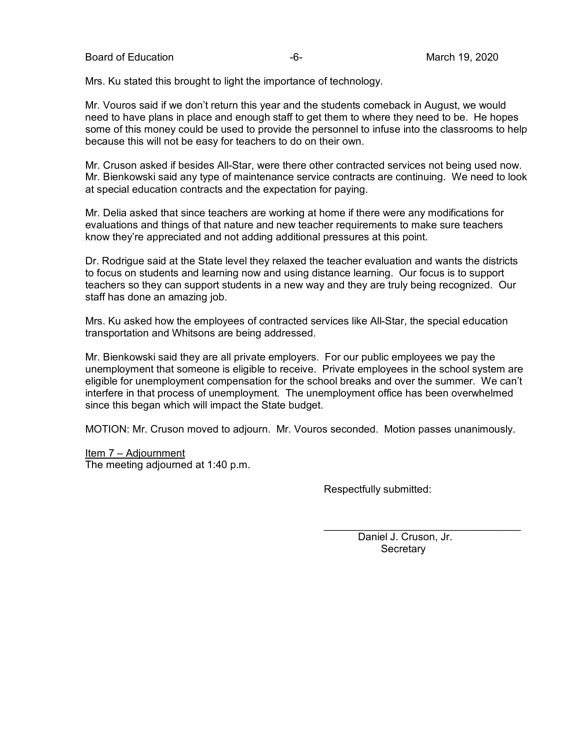Mrs. Ku stated this brought to light the importance of technology.

Mr. Vouros said if we don't return this year and the students comeback in August, we would need to have plans in place and enough staff to get them to where they need to be. He hopes some of this money could be used to provide the personnel to infuse into the classrooms to help because this will not be easy for teachers to do on their own.

Mr. Cruson asked if besides All-Star, were there other contracted services not being used now. Mr. Bienkowski said any type of maintenance service contracts are continuing. We need to look at special education contracts and the expectation for paying.

Mr. Delia asked that since teachers are working at home if there were any modifications for evaluations and things of that nature and new teacher requirements to make sure teachers know they're appreciated and not adding additional pressures at this point.

Dr. Rodrigue said at the State level they relaxed the teacher evaluation and wants the districts to focus on students and learning now and using distance learning. Our focus is to support teachers so they can support students in a new way and they are truly being recognized. Our staff has done an amazing job.

Mrs. Ku asked how the employees of contracted services like All-Star, the special education transportation and Whitsons are being addressed.

Mr. Bienkowski said they are all private employers. For our public employees we pay the unemployment that someone is eligible to receive. Private employees in the school system are eligible for unemployment compensation for the school breaks and over the summer. We can't interfere in that process of unemployment. The unemployment office has been overwhelmed since this began which will impact the State budget.

MOTION: Mr. Cruson moved to adjourn. Mr. Vouros seconded. Motion passes unanimously.

<u>Item 7 – Adjournment</u>
The meeting adjourned at 1:40 p.m.

Respectfully submitted:

\_\_\_\_\_\_\_\_\_\_\_\_\_\_\_\_\_\_\_\_\_\_\_\_\_\_\_\_\_\_\_\_\_\_\_

Daniel J. Cruson, Jr.
Secretary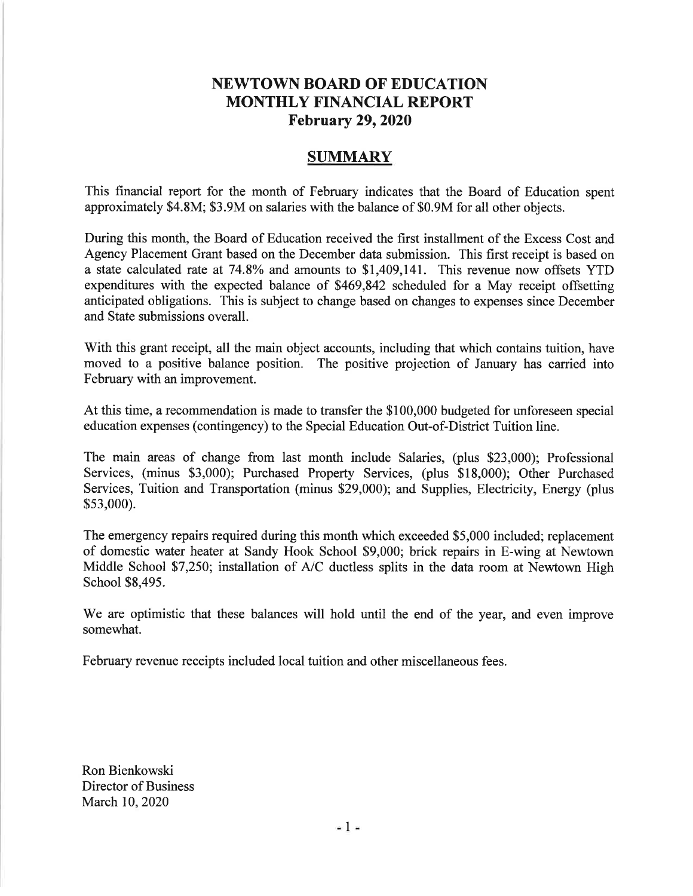# NEWTOWN BOARD OF EDUCATION
# MONTHLY FINANCIAL REPORT
# February 29, 2020

## SUMMARY

This financial report for the month of February indicates that the Board of Education spent approximately \$4.8M; \$3.9M on salaries with the balance of \$0.9M for all other objects.

During this month, the Board of Education received the first installment of the Excess Cost and Agency Placement Grant based on the December data submission. This first receipt is based on a state calculated rate at 74.8% and amounts to \$1,409,141. This revenue now offsets YTD expenditures with the expected balance of \$469,842 scheduled for a May receipt offsetting anticipated obligations. This is subject to change based on changes to expenses since December and State submissions overall.

With this grant receipt, all the main object accounts, including that which contains tuition, have moved to a positive balance position. The positive projection of January has carried into February with an improvement.

At this time, a recommendation is made to transfer the \$100,000 budgeted for unforeseen special education expenses (contingency) to the Special Education Out-of-District Tuition line.

The main areas of change from last month include Salaries, (plus \$23,000); Professional Services, (minus \$3,000); Purchased Property Services, (plus \$18,000); Other Purchased Services, Tuition and Transportation (minus \$29,000); and Supplies, Electricity, Energy (plus \$53,000).

The emergency repairs required during this month which exceeded \$5,000 included; replacement of domestic water heater at Sandy Hook School \$9,000; brick repairs in E-wing at Newtown Middle School \$7,250; installation of A/C ductless splits in the data room at Newtown High School \$8,495.

We are optimistic that these balances will hold until the end of the year, and even improve somewhat.

February revenue receipts included local tuition and other miscellaneous fees.

Ron Bienkowski
Director of Business
March 10, 2020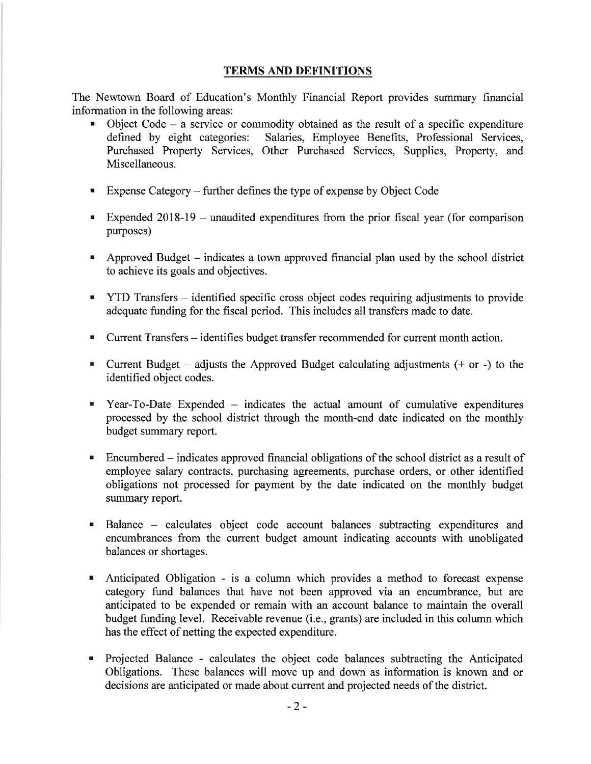## TERMS AND DEFINITIONS

The Newtown Board of Education's Monthly Financial Report provides summary financial information in the following areas:

- Object Code – a service or commodity obtained as the result of a specific expenditure defined by eight categories: Salaries, Employee Benefits, Professional Services, Purchased Property Services, Other Purchased Services, Supplies, Property, and Miscellaneous.

- Expense Category – further defines the type of expense by Object Code

- Expended 2018-19 – unaudited expenditures from the prior fiscal year (for comparison purposes)

- Approved Budget – indicates a town approved financial plan used by the school district to achieve its goals and objectives.

- YTD Transfers – identified specific cross object codes requiring adjustments to provide adequate funding for the fiscal period. This includes all transfers made to date.

- Current Transfers – identifies budget transfer recommended for current month action.

- Current Budget – adjusts the Approved Budget calculating adjustments (+ or -) to the identified object codes.

- Year-To-Date Expended – indicates the actual amount of cumulative expenditures processed by the school district through the month-end date indicated on the monthly budget summary report.

- Encumbered – indicates approved financial obligations of the school district as a result of employee salary contracts, purchasing agreements, purchase orders, or other identified obligations not processed for payment by the date indicated on the monthly budget summary report.

- Balance – calculates object code account balances subtracting expenditures and encumbrances from the current budget amount indicating accounts with unobligated balances or shortages.

- Anticipated Obligation - is a column which provides a method to forecast expense category fund balances that have not been approved via an encumbrance, but are anticipated to be expended or remain with an account balance to maintain the overall budget funding level. Receivable revenue (i.e., grants) are included in this column which has the effect of netting the expected expenditure.

- Projected Balance - calculates the object code balances subtracting the Anticipated Obligations. These balances will move up and down as information is known and or decisions are anticipated or made about current and projected needs of the district.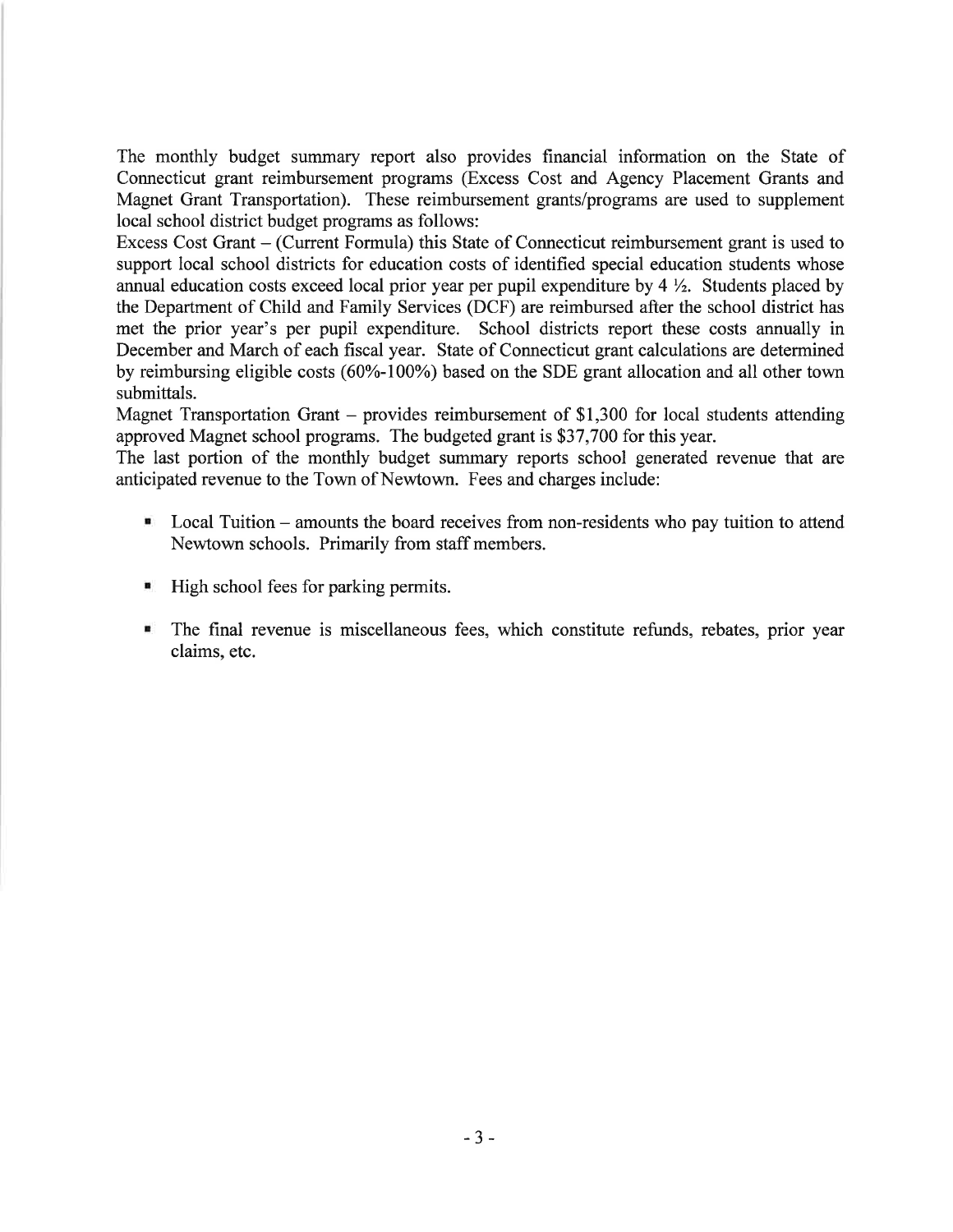The monthly budget summary report also provides financial information on the State of Connecticut grant reimbursement programs (Excess Cost and Agency Placement Grants and Magnet Grant Transportation). These reimbursement grants/programs are used to supplement local school district budget programs as follows:

Excess Cost Grant – (Current Formula) this State of Connecticut reimbursement grant is used to support local school districts for education costs of identified special education students whose annual education costs exceed local prior year per pupil expenditure by 4 ½. Students placed by the Department of Child and Family Services (DCF) are reimbursed after the school district has met the prior year's per pupil expenditure. School districts report these costs annually in December and March of each fiscal year. State of Connecticut grant calculations are determined by reimbursing eligible costs (60%-100%) based on the SDE grant allocation and all other town submittals.

Magnet Transportation Grant – provides reimbursement of $1,300 for local students attending approved Magnet school programs. The budgeted grant is $37,700 for this year.

The last portion of the monthly budget summary reports school generated revenue that are anticipated revenue to the Town of Newtown. Fees and charges include:

- Local Tuition – amounts the board receives from non-residents who pay tuition to attend Newtown schools. Primarily from staff members.
- High school fees for parking permits.
- The final revenue is miscellaneous fees, which constitute refunds, rebates, prior year claims, etc.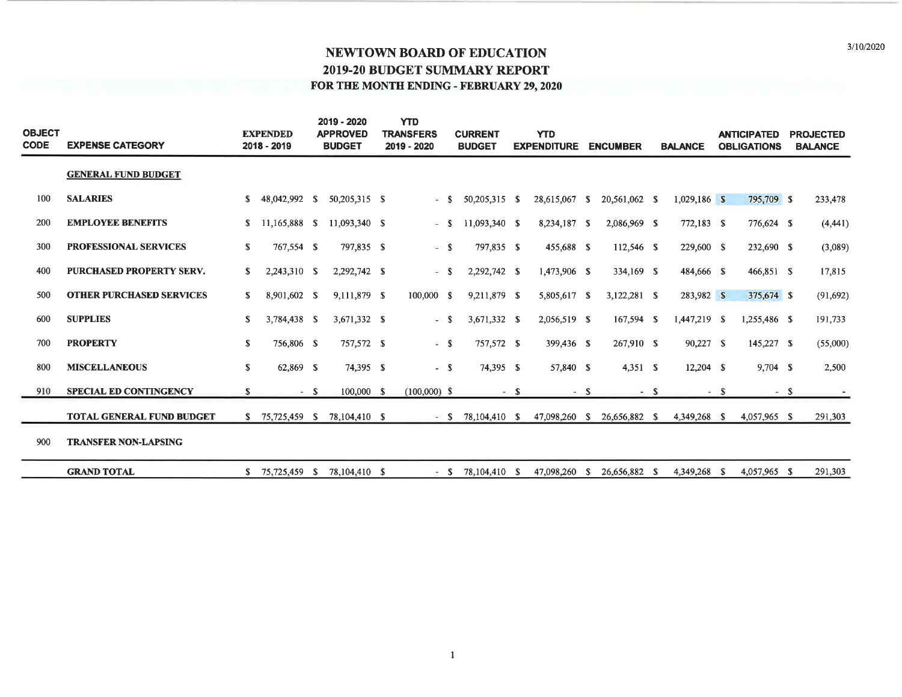# NEWTOWN BOARD OF EDUCATION

## 2019-20 BUDGET SUMMARY REPORT

### FOR THE MONTH ENDING - FEBRUARY 29, 2020

| OBJECT CODE | EXPENSE CATEGORY | EXPENDED 2018 - 2019 | 2019 - 2020 APPROVED BUDGET | YTD TRANSFERS 2019 - 2020 | CURRENT BUDGET | YTD EXPENDITURE | ENCUMBER | BALANCE | ANTICIPATED OBLIGATIONS | PROJECTED BALANCE |
|---|---|---|---|---|---|---|---|---|---|---|
| | **GENERAL FUND BUDGET** | | | | | | | | | |
| 100 | **SALARIES** | $ 48,042,992 | $ 50,205,315 | $ - | $ 50,205,315 | $ 28,615,067 | $ 20,561,062 | $ 1,029,186 | $ 795,709 | $ 233,478 |
| 200 | **EMPLOYEE BENEFITS** | $ 11,165,888 | $ 11,093,340 | $ - | $ 11,093,340 | $ 8,234,187 | $ 2,086,969 | $ 772,183 | $ 776,624 | $ (4,441) |
| 300 | **PROFESSIONAL SERVICES** | $ 767,554 | $ 797,835 | $ - | $ 797,835 | $ 455,688 | $ 112,546 | $ 229,600 | $ 232,690 | $ (3,089) |
| 400 | **PURCHASED PROPERTY SERV.** | $ 2,243,310 | $ 2,292,742 | $ - | $ 2,292,742 | $ 1,473,906 | $ 334,169 | $ 484,666 | $ 466,851 | $ 17,815 |
| 500 | **OTHER PURCHASED SERVICES** | $ 8,901,602 | $ 9,111,879 | $ 100,000 | $ 9,211,879 | $ 5,805,617 | $ 3,122,281 | $ 283,982 | $ 375,674 | $ (91,692) |
| 600 | **SUPPLIES** | $ 3,784,438 | $ 3,671,332 | $ - | $ 3,671,332 | $ 2,056,519 | $ 167,594 | $ 1,447,219 | $ 1,255,486 | $ 191,733 |
| 700 | **PROPERTY** | $ 756,806 | $ 757,572 | $ - | $ 757,572 | $ 399,436 | $ 267,910 | $ 90,227 | $ 145,227 | $ (55,000) |
| 800 | **MISCELLANEOUS** | $ 62,869 | $ 74,395 | $ - | $ 74,395 | $ 57,840 | $ 4,351 | $ 12,204 | $ 9,704 | $ 2,500 |
| 910 | **SPECIAL ED CONTINGENCY** | $ - | $ 100,000 | $ (100,000) | $ - | $ - | $ - | $ - | $ - | $ - |
| | **TOTAL GENERAL FUND BUDGET** | $ 75,725,459 | $ 78,104,410 | $ - | $ 78,104,410 | $ 47,098,260 | $ 26,656,882 | $ 4,349,268 | $ 4,057,965 | $ 291,303 |
| 900 | **TRANSFER NON-LAPSING** | | | | | | | | | |
| | **GRAND TOTAL** | $ 75,725,459 | $ 78,104,410 | $ - | $ 78,104,410 | $ 47,098,260 | $ 26,656,882 | $ 4,349,268 | $ 4,057,965 | $ 291,303 |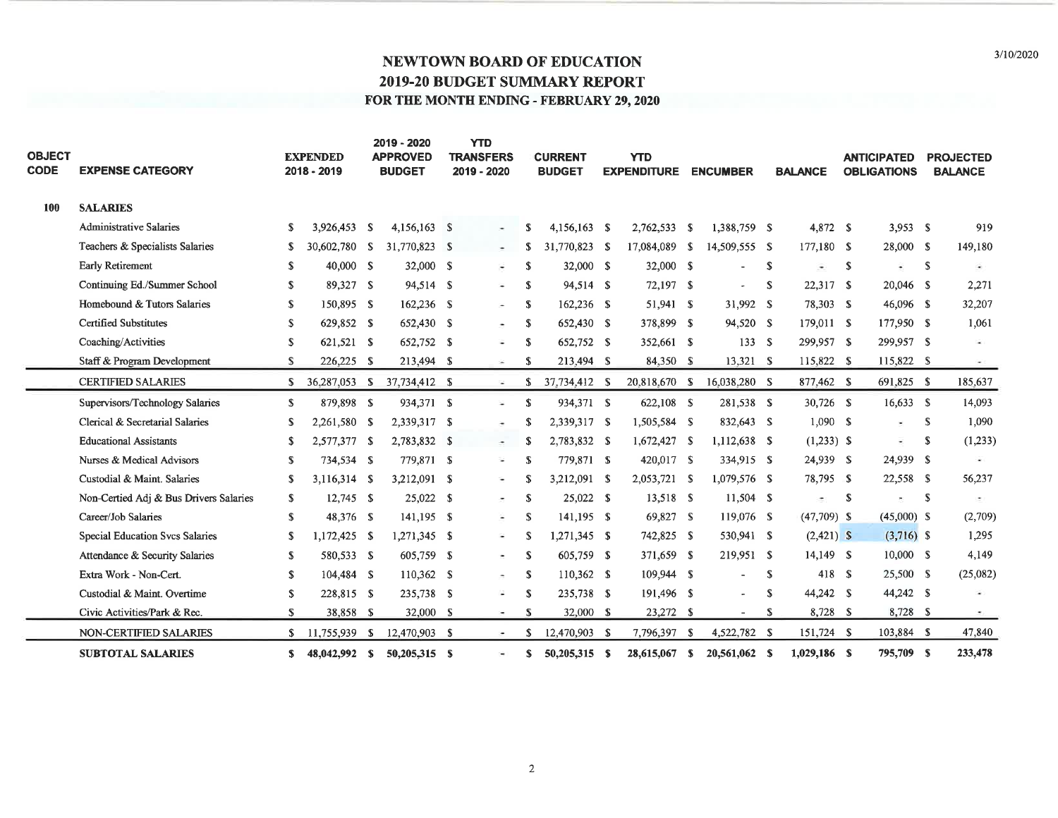# NEWTOWN BOARD OF EDUCATION
## 2019-20 BUDGET SUMMARY REPORT
### FOR THE MONTH ENDING - FEBRUARY 29, 2020

| OBJECT CODE | EXPENSE CATEGORY | EXPENDED 2018 - 2019 | 2019 - 2020 APPROVED BUDGET | YTD TRANSFERS 2019 - 2020 | CURRENT BUDGET | YTD EXPENDITURE | ENCUMBER | BALANCE | ANTICIPATED OBLIGATIONS | PROJECTED BALANCE |
|---|---|---|---|---|---|---|---|---|---|---|
| 100 | SALARIES | | | | | | | | | |
| | Administrative Salaries | $ 3,926,453 | $ 4,156,163 | $ - | $ 4,156,163 | $ 2,762,533 | $ 1,388,759 | $ 4,872 | $ 3,953 | $ 919 |
| | Teachers & Specialists Salaries | $ 30,602,780 | $ 31,770,823 | $ - | $ 31,770,823 | $ 17,084,089 | $ 14,509,555 | $ 177,180 | $ 28,000 | $ 149,180 |
| | Early Retirement | $ 40,000 | $ 32,000 | $ - | $ 32,000 | $ 32,000 | $ - | $ - | $ - | $ - |
| | Continuing Ed./Summer School | $ 89,327 | $ 94,514 | $ - | $ 94,514 | $ 72,197 | $ - | $ 22,317 | $ 20,046 | $ 2,271 |
| | Homebound & Tutors Salaries | $ 150,895 | $ 162,236 | $ - | $ 162,236 | $ 51,941 | $ 31,992 | $ 78,303 | $ 46,096 | $ 32,207 |
| | Certified Substitutes | $ 629,852 | $ 652,430 | $ - | $ 652,430 | $ 378,899 | $ 94,520 | $ 179,011 | $ 177,950 | $ 1,061 |
| | Coaching/Activities | $ 621,521 | $ 652,752 | $ - | $ 652,752 | $ 352,661 | $ 133 | $ 299,957 | $ 299,957 | $ - |
| | Staff & Program Development | $ 226,225 | $ 213,494 | $ - | $ 213,494 | $ 84,350 | $ 13,321 | $ 115,822 | $ 115,822 | $ - |
| | CERTIFIED SALARIES | $ 36,287,053 | $ 37,734,412 | $ - | $ 37,734,412 | $ 20,818,670 | $ 16,038,280 | $ 877,462 | $ 691,825 | $ 185,637 |
| | Supervisors/Technology Salaries | $ 879,898 | $ 934,371 | $ - | $ 934,371 | $ 622,108 | $ 281,538 | $ 30,726 | $ 16,633 | $ 14,093 |
| | Clerical & Secretarial Salaries | $ 2,261,580 | $ 2,339,317 | $ - | $ 2,339,317 | $ 1,505,584 | $ 832,643 | $ 1,090 | $ - | $ 1,090 |
| | Educational Assistants | $ 2,577,377 | $ 2,783,832 | $ - | $ 2,783,832 | $ 1,672,427 | $ 1,112,638 | $ (1,233) | $ - | $ (1,233) |
| | Nurses & Medical Advisors | $ 734,534 | $ 779,871 | $ - | $ 779,871 | $ 420,017 | $ 334,915 | $ 24,939 | $ 24,939 | $ - |
| | Custodial & Maint. Salaries | $ 3,116,314 | $ 3,212,091 | $ - | $ 3,212,091 | $ 2,053,721 | $ 1,079,576 | $ 78,795 | $ 22,558 | $ 56,237 |
| | Non-Certied Adj & Bus Drivers Salaries | $ 12,745 | $ 25,022 | $ - | $ 25,022 | $ 13,518 | $ 11,504 | $ - | $ - | $ - |
| | Career/Job Salaries | $ 48,376 | $ 141,195 | $ - | $ 141,195 | $ 69,827 | $ 119,076 | $ (47,709) | $ (45,000) | $ (2,709) |
| | Special Education Svcs Salaries | $ 1,172,425 | $ 1,271,345 | $ - | $ 1,271,345 | $ 742,825 | $ 530,941 | $ (2,421) | $ (3,716) | $ 1,295 |
| | Attendance & Security Salaries | $ 580,533 | $ 605,759 | $ - | $ 605,759 | $ 371,659 | $ 219,951 | $ 14,149 | $ 10,000 | $ 4,149 |
| | Extra Work - Non-Cert. | $ 104,484 | $ 110,362 | $ - | $ 110,362 | $ 109,944 | $ - | $ 418 | $ 25,500 | $ (25,082) |
| | Custodial & Maint. Overtime | $ 228,815 | $ 235,738 | $ - | $ 235,738 | $ 191,496 | $ - | $ 44,242 | $ 44,242 | $ - |
| | Civic Activities/Park & Rec. | $ 38,858 | $ 32,000 | $ - | $ 32,000 | $ 23,272 | $ - | $ 8,728 | $ 8,728 | $ - |
| | NON-CERTIFIED SALARIES | $ 11,755,939 | $ 12,470,903 | $ - | $ 12,470,903 | $ 7,796,397 | $ 4,522,782 | $ 151,724 | $ 103,884 | $ 47,840 |
| | **SUBTOTAL SALARIES** | **$ 48,042,992** | **$ 50,205,315** | **$ -** | **$ 50,205,315** | **$ 28,615,067** | **$ 20,561,062** | **$ 1,029,186** | **$ 795,709** | **$ 233,478** |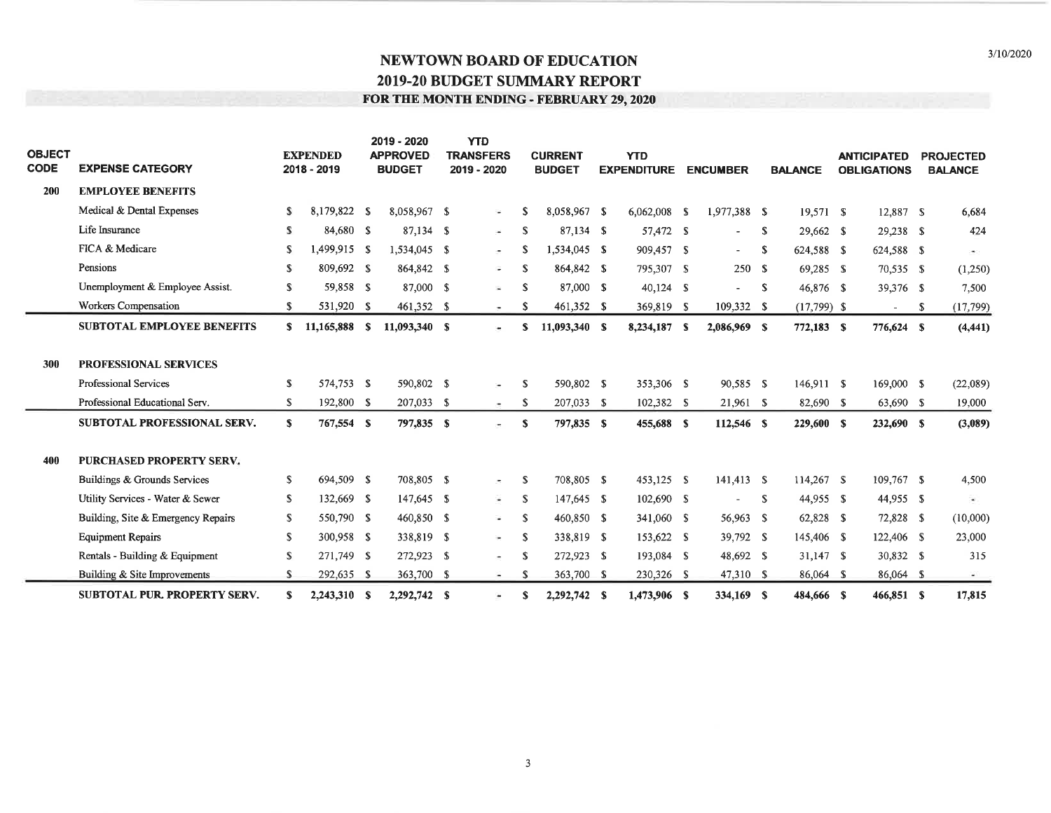# NEWTOWN BOARD OF EDUCATION

## 2019-20 BUDGET SUMMARY REPORT

### FOR THE MONTH ENDING - FEBRUARY 29, 2020

3/10/2020

| OBJECT CODE | EXPENSE CATEGORY | EXPENDED 2018 - 2019 | 2019 - 2020 APPROVED BUDGET | YTD TRANSFERS 2019 - 2020 | CURRENT BUDGET | YTD EXPENDITURE | ENCUMBER | BALANCE | ANTICIPATED OBLIGATIONS | PROJECTED BALANCE |
|---|---|---|---|---|---|---|---|---|---|---|
| **200** | **EMPLOYEE BENEFITS** | | | | | | | | | |
| | Medical & Dental Expenses | $ 8,179,822 | $ 8,058,967 | $ - | $ 8,058,967 | $ 6,062,008 | $ 1,977,388 | $ 19,571 | $ 12,887 | $ 6,684 |
| | Life Insurance | $ 84,680 | $ 87,134 | $ - | $ 87,134 | $ 57,472 | $ - | $ 29,662 | $ 29,238 | $ 424 |
| | FICA & Medicare | $ 1,499,915 | $ 1,534,045 | $ - | $ 1,534,045 | $ 909,457 | $ - | $ 624,588 | $ 624,588 | $ - |
| | Pensions | $ 809,692 | $ 864,842 | $ - | $ 864,842 | $ 795,307 | $ 250 | $ 69,285 | $ 70,535 | $ (1,250) |
| | Unemployment & Employee Assist. | $ 59,858 | $ 87,000 | $ - | $ 87,000 | $ 40,124 | $ - | $ 46,876 | $ 39,376 | $ 7,500 |
| | Workers Compensation | $ 531,920 | $ 461,352 | $ - | $ 461,352 | $ 369,819 | $ 109,332 | $ (17,799) | $ - | $ (17,799) |
| | **SUBTOTAL EMPLOYEE BENEFITS** | **$ 11,165,888** | **$ 11,093,340** | **$ -** | **$ 11,093,340** | **$ 8,234,187** | **$ 2,086,969** | **$ 772,183** | **$ 776,624** | **$ (4,441)** |
| **300** | **PROFESSIONAL SERVICES** | | | | | | | | | |
| | Professional Services | $ 574,753 | $ 590,802 | $ - | $ 590,802 | $ 353,306 | $ 90,585 | $ 146,911 | $ 169,000 | $ (22,089) |
| | Professional Educational Serv. | $ 192,800 | $ 207,033 | $ - | $ 207,033 | $ 102,382 | $ 21,961 | $ 82,690 | $ 63,690 | $ 19,000 |
| | **SUBTOTAL PROFESSIONAL SERV.** | **$ 767,554** | **$ 797,835** | **$ -** | **$ 797,835** | **$ 455,688** | **$ 112,546** | **$ 229,600** | **$ 232,690** | **$ (3,089)** |
| **400** | **PURCHASED PROPERTY SERV.** | | | | | | | | | |
| | Buildings & Grounds Services | $ 694,509 | $ 708,805 | $ - | $ 708,805 | $ 453,125 | $ 141,413 | $ 114,267 | $ 109,767 | $ 4,500 |
| | Utility Services - Water & Sewer | $ 132,669 | $ 147,645 | $ - | $ 147,645 | $ 102,690 | $ - | $ 44,955 | $ 44,955 | $ - |
| | Building, Site & Emergency Repairs | $ 550,790 | $ 460,850 | $ - | $ 460,850 | $ 341,060 | $ 56,963 | $ 62,828 | $ 72,828 | $ (10,000) |
| | Equipment Repairs | $ 300,958 | $ 338,819 | $ - | $ 338,819 | $ 153,622 | $ 39,792 | $ 145,406 | $ 122,406 | $ 23,000 |
| | Rentals - Building & Equipment | $ 271,749 | $ 272,923 | $ - | $ 272,923 | $ 193,084 | $ 48,692 | $ 31,147 | $ 30,832 | $ 315 |
| | Building & Site Improvements | $ 292,635 | $ 363,700 | $ - | $ 363,700 | $ 230,326 | $ 47,310 | $ 86,064 | $ 86,064 | $ - |
| | **SUBTOTAL PUR. PROPERTY SERV.** | **$ 2,243,310** | **$ 2,292,742** | **$ -** | **$ 2,292,742** | **$ 1,473,906** | **$ 334,169** | **$ 484,666** | **$ 466,851** | **$ 17,815** |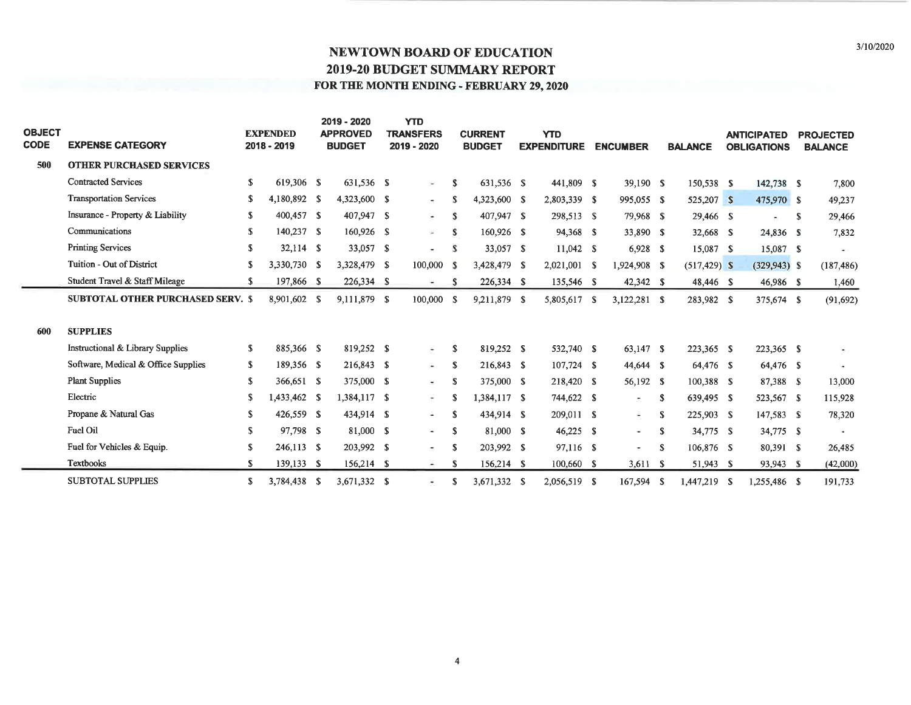# NEWTOWN BOARD OF EDUCATION

## 2019-20 BUDGET SUMMARY REPORT

### FOR THE MONTH ENDING - FEBRUARY 29, 2020

| OBJECT CODE | EXPENSE CATEGORY | EXPENDED 2018 - 2019 | 2019 - 2020 APPROVED BUDGET | YTD TRANSFERS 2019 - 2020 | CURRENT BUDGET | YTD EXPENDITURE | ENCUMBER | BALANCE | ANTICIPATED OBLIGATIONS | PROJECTED BALANCE |
|---|---|---|---|---|---|---|---|---|---|---|
| 500 | **OTHER PURCHASED SERVICES** | | | | | | | | | |
| | Contracted Services | $ 619,306 | $ 631,536 | $ - | $ 631,536 | $ 441,809 | $ 39,190 | $ 150,538 | $ 142,738 | $ 7,800 |
| | Transportation Services | $ 4,180,892 | $ 4,323,600 | $ - | $ 4,323,600 | $ 2,803,339 | $ 995,055 | $ 525,207 | $ 475,970 | $ 49,237 |
| | Insurance - Property & Liability | $ 400,457 | $ 407,947 | $ - | $ 407,947 | $ 298,513 | $ 79,968 | $ 29,466 | $ - | $ 29,466 |
| | Communications | $ 140,237 | $ 160,926 | $ - | $ 160,926 | $ 94,368 | $ 33,890 | $ 32,668 | $ 24,836 | $ 7,832 |
| | Printing Services | $ 32,114 | $ 33,057 | $ - | $ 33,057 | $ 11,042 | $ 6,928 | $ 15,087 | $ 15,087 | $ - |
| | Tuition - Out of District | $ 3,330,730 | $ 3,328,479 | $ 100,000 | $ 3,428,479 | $ 2,021,001 | $ 1,924,908 | $ (517,429) | $ (329,943) | $ (187,486) |
| | Student Travel & Staff Mileage | $ 197,866 | $ 226,334 | $ - | $ 226,334 | $ 135,546 | $ 42,342 | $ 48,446 | $ 46,986 | $ 1,460 |
| | **SUBTOTAL OTHER PURCHASED SERV.** | $ 8,901,602 | $ 9,111,879 | $ 100,000 | $ 9,211,879 | $ 5,805,617 | $ 3,122,281 | $ 283,982 | $ 375,674 | $ (91,692) |
| 600 | **SUPPLIES** | | | | | | | | | |
| | Instructional & Library Supplies | $ 885,366 | $ 819,252 | $ - | $ 819,252 | $ 532,740 | $ 63,147 | $ 223,365 | $ 223,365 | $ - |
| | Software, Medical & Office Supplies | $ 189,356 | $ 216,843 | $ - | $ 216,843 | $ 107,724 | $ 44,644 | $ 64,476 | $ 64,476 | $ - |
| | Plant Supplies | $ 366,651 | $ 375,000 | $ - | $ 375,000 | $ 218,420 | $ 56,192 | $ 100,388 | $ 87,388 | $ 13,000 |
| | Electric | $ 1,433,462 | $ 1,384,117 | $ - | $ 1,384,117 | $ 744,622 | $ - | $ 639,495 | $ 523,567 | $ 115,928 |
| | Propane & Natural Gas | $ 426,559 | $ 434,914 | $ - | $ 434,914 | $ 209,011 | $ - | $ 225,903 | $ 147,583 | $ 78,320 |
| | Fuel Oil | $ 97,798 | $ 81,000 | $ - | $ 81,000 | $ 46,225 | $ - | $ 34,775 | $ 34,775 | $ - |
| | Fuel for Vehicles & Equip. | $ 246,113 | $ 203,992 | $ - | $ 203,992 | $ 97,116 | $ - | $ 106,876 | $ 80,391 | $ 26,485 |
| | Textbooks | $ 139,133 | $ 156,214 | $ - | $ 156,214 | $ 100,660 | $ 3,611 | $ 51,943 | $ 93,943 | $ (42,000) |
| | SUBTOTAL SUPPLIES | $ 3,784,438 | $ 3,671,332 | $ - | $ 3,671,332 | $ 2,056,519 | $ 167,594 | $ 1,447,219 | $ 1,255,486 | $ 191,733 |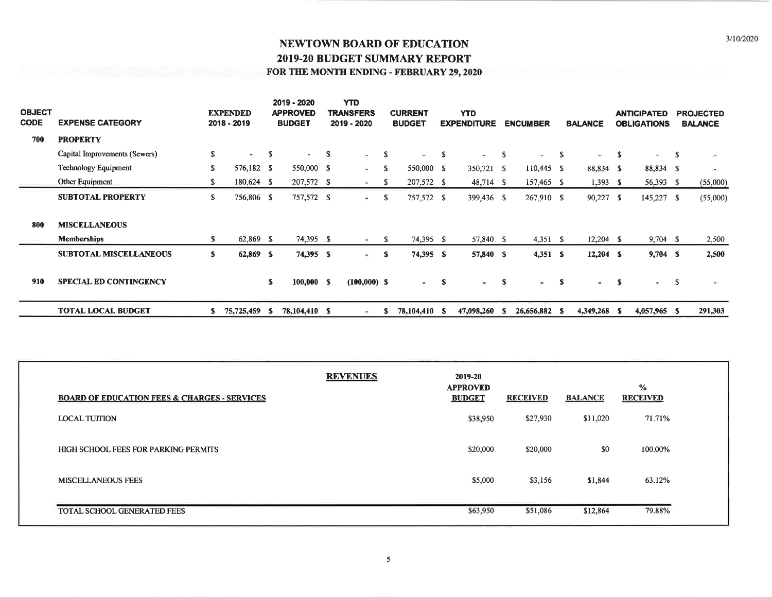# NEWTOWN BOARD OF EDUCATION
## 2019-20 BUDGET SUMMARY REPORT
### FOR THE MONTH ENDING - FEBRUARY 29, 2020

| OBJECT CODE | EXPENSE CATEGORY | EXPENDED 2018 - 2019 | 2019 - 2020 APPROVED BUDGET | YTD TRANSFERS 2019 - 2020 | CURRENT BUDGET | YTD EXPENDITURE | ENCUMBER | BALANCE | ANTICIPATED OBLIGATIONS | PROJECTED BALANCE |
|---|---|---|---|---|---|---|---|---|---|---|
| 700 | **PROPERTY** | | | | | | | | | |
| | Capital Improvements (Sewers) | $ - | $ - | $ - | $ - | $ - | $ - | $ - | $ - | $ - |
| | Technology Equipment | $ 576,182 | $ 550,000 | $ - | $ 550,000 | $ 350,721 | $ 110,445 | $ 88,834 | $ 88,834 | $ - |
| | Other Equipment | $ 180,624 | $ 207,572 | $ - | $ 207,572 | $ 48,714 | $ 157,465 | $ 1,393 | $ 56,393 | $ (55,000) |
| | **SUBTOTAL PROPERTY** | $ 756,806 | $ 757,572 | $ - | $ 757,572 | $ 399,436 | $ 267,910 | $ 90,227 | $ 145,227 | $ (55,000) |
| 800 | **MISCELLANEOUS** | | | | | | | | | |
| | **Memberships** | $ 62,869 | $ 74,395 | $ - | $ 74,395 | $ 57,840 | $ 4,351 | $ 12,204 | $ 9,704 | $ 2,500 |
| | **SUBTOTAL MISCELLANEOUS** | **$ 62,869** | **$ 74,395** | **$ -** | **$ 74,395** | **$ 57,840** | **$ 4,351** | **$ 12,204** | **$ 9,704** | **$ 2,500** |
| 910 | **SPECIAL ED CONTINGENCY** | | $ 100,000 | $ (100,000) | $ - | $ - | $ - | $ - | $ - | $ - |
| | **TOTAL LOCAL BUDGET** | **$ 75,725,459** | **$ 78,104,410** | **$ -** | **$ 78,104,410** | **$ 47,098,260** | **$ 26,656,882** | **$ 4,349,268** | **$ 4,057,965** | **$ 291,303** |

**REVENUES**

| BOARD OF EDUCATION FEES & CHARGES - SERVICES | 2019-20 APPROVED BUDGET | RECEIVED | BALANCE | % RECEIVED |
|---|---|---|---|---|
| LOCAL TUITION | $38,950 | $27,930 | $11,020 | 71.71% |
| HIGH SCHOOL FEES FOR PARKING PERMITS | $20,000 | $20,000 | $0 | 100.00% |
| MISCELLANEOUS FEES | $5,000 | $3,156 | $1,844 | 63.12% |
| TOTAL SCHOOL GENERATED FEES | $63,950 | $51,086 | $12,864 | 79.88% |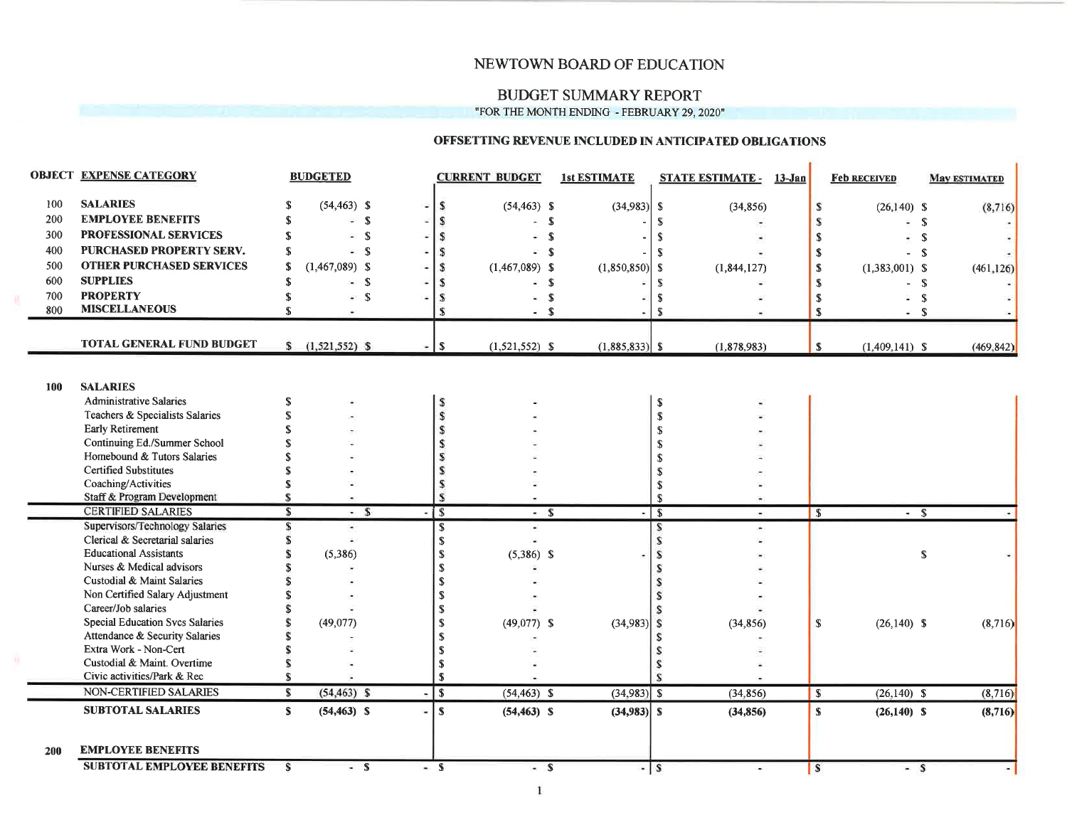# NEWTOWN BOARD OF EDUCATION

## BUDGET SUMMARY REPORT

"FOR THE MONTH ENDING - FEBRUARY 29, 2020"

### OFFSETTING REVENUE INCLUDED IN ANTICIPATED OBLIGATIONS

| OBJECT | EXPENSE CATEGORY | BUDGETED | | CURRENT BUDGET | 1st ESTIMATE | STATE ESTIMATE - 13-Jan | Feb RECEIVED | May ESTIMATED |
|---|---|---|---|---|---|---|---|---|
| 100 | **SALARIES** | $ (54,463) | $ - | $ (54,463) | $ (34,983) | $ (34,856) | $ (26,140) | $ (8,716) |
| 200 | **EMPLOYEE BENEFITS** | $ - | $ - | $ - | $ - | $ - | $ - | $ - |
| 300 | **PROFESSIONAL SERVICES** | $ - | $ - | $ - | $ - | $ - | $ - | $ - |
| 400 | **PURCHASED PROPERTY SERV.** | $ - | $ - | $ - | $ - | $ - | $ - | $ - |
| 500 | **OTHER PURCHASED SERVICES** | $ (1,467,089) | $ - | $ (1,467,089) | $ (1,850,850) | $ (1,844,127) | $ (1,383,001) | $ (461,126) |
| 600 | **SUPPLIES** | $ - | $ - | $ - | $ - | $ - | $ - | $ - |
| 700 | **PROPERTY** | $ - | $ - | $ - | $ - | $ - | $ - | $ - |
| 800 | **MISCELLANEOUS** | $ - | | $ - | $ - | $ - | $ - | $ - |
| | **TOTAL GENERAL FUND BUDGET** | $ (1,521,552) | $ - | $ (1,521,552) | $ (1,885,833) | $ (1,878,983) | $ (1,409,141) | $ (469,842) |

| OBJECT | EXPENSE CATEGORY | BUDGETED | | CURRENT BUDGET | 1st ESTIMATE | STATE ESTIMATE - 13-Jan | Feb RECEIVED | May ESTIMATED |
|---|---|---|---|---|---|---|---|---|
| **100** | **SALARIES** | | | | | | | |
| | Administrative Salaries | $ - | | $ - | | $ - | | |
| | Teachers & Specialists Salaries | $ - | | $ - | | $ - | | |
| | Early Retirement | $ - | | $ - | | $ - | | |
| | Continuing Ed./Summer School | $ - | | $ - | | $ - | | |
| | Homebound & Tutors Salaries | $ - | | $ - | | $ - | | |
| | Certified Substitutes | $ - | | $ - | | $ - | | |
| | Coaching/Activities | $ - | | $ - | | $ - | | |
| | Staff & Program Development | $ - | | $ - | | $ - | | |
| | CERTIFIED SALARIES | $ - | $ - | $ - | $ - | $ - | $ - | $ - |
| | Supervisors/Technology Salaries | $ - | | $ - | | $ - | | |
| | Clerical & Secretarial salaries | $ - | | $ - | | $ - | | |
| | Educational Assistants | $ (5,386) | | $ (5,386) | $ - | $ - | | $ - |
| | Nurses & Medical advisors | $ - | | $ - | | $ - | | |
| | Custodial & Maint Salaries | $ - | | $ - | | $ - | | |
| | Non Certified Salary Adjustment | $ - | | $ - | | $ - | | |
| | Career/Job salaries | $ - | | $ - | | $ - | | |
| | Special Education Svcs Salaries | $ (49,077) | | $ (49,077) | $ (34,983) | $ (34,856) | $ (26,140) | $ (8,716) |
| | Attendance & Security Salaries | $ - | | $ - | | $ - | | |
| | Extra Work - Non-Cert | $ - | | $ - | | $ - | | |
| | Custodial & Maint. Overtime | $ - | | $ - | | $ - | | |
| | Civic activities/Park & Rec | $ - | | $ - | | $ - | | |
| | NON-CERTIFIED SALARIES | $ (54,463) | $ - | $ (54,463) | $ (34,983) | $ (34,856) | $ (26,140) | $ (8,716) |
| | **SUBTOTAL SALARIES** | **$ (54,463)** | **$ -** | **$ (54,463)** | **$ (34,983)** | **$ (34,856)** | **$ (26,140)** | **$ (8,716)** |
| **200** | **EMPLOYEE BENEFITS** | | | | | | | |
| | **SUBTOTAL EMPLOYEE BENEFITS** | $ - | $ - | $ - | $ - | $ - | $ - | $ - |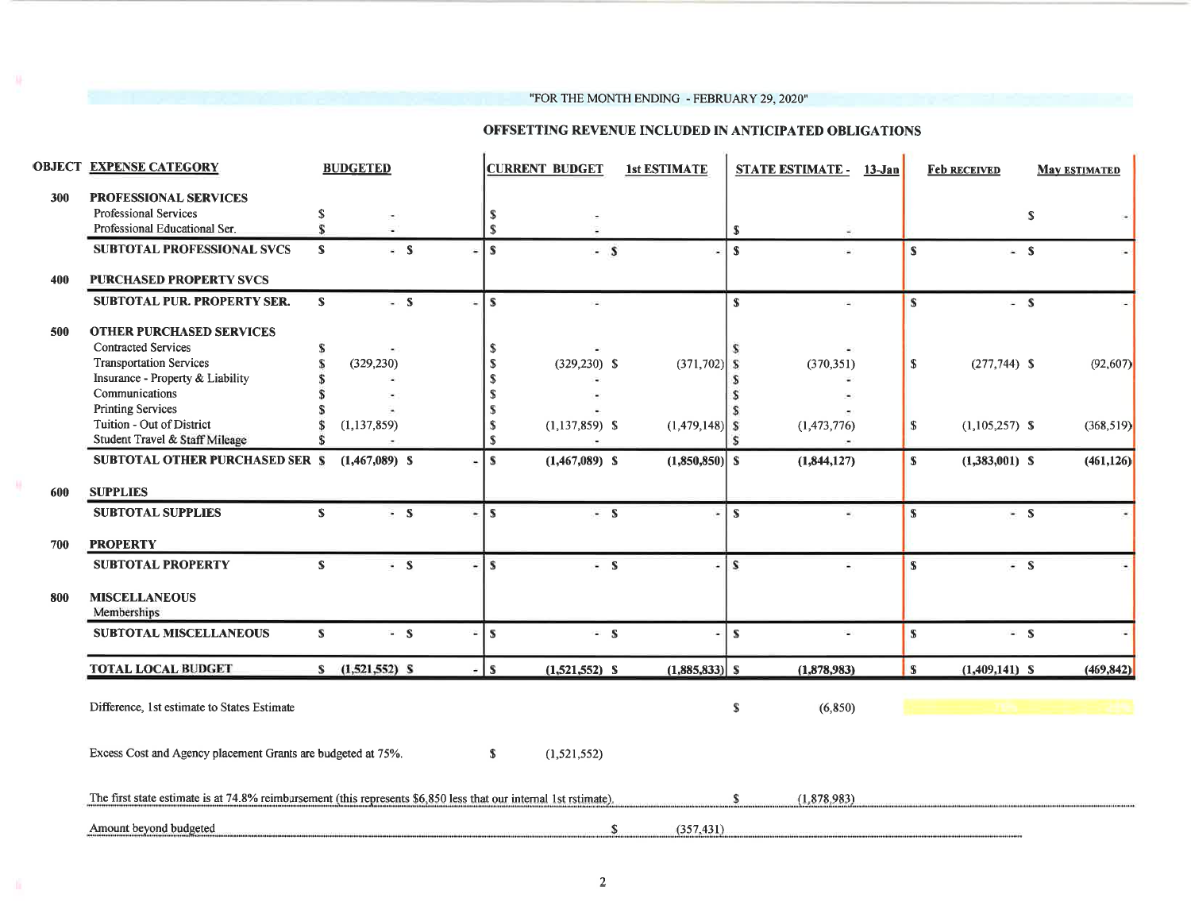"FOR THE MONTH ENDING - FEBRUARY 29, 2020"

## OFFSETTING REVENUE INCLUDED IN ANTICIPATED OBLIGATIONS

| OBJECT | EXPENSE CATEGORY | BUDGETED | | CURRENT BUDGET | 1st ESTIMATE | STATE ESTIMATE - 13-Jan | Feb RECEIVED | May ESTIMATED |
|---|---|---|---|---|---|---|---|---|
| 300 | **PROFESSIONAL SERVICES** | | | | | | | |
| | Professional Services | $ - | | $ - | | | | $ - |
| | Professional Educational Ser. | $ - | | $ - | | $ - | | |
| | **SUBTOTAL PROFESSIONAL SVCS** | $ - | $ - | $ - | $ - | $ - | $ - | $ - |
| 400 | **PURCHASED PROPERTY SVCS** | | | | | | | |
| | **SUBTOTAL PUR. PROPERTY SER.** | $ - | $ - | $ - | | $ - | $ - | $ - |
| 500 | **OTHER PURCHASED SERVICES** | | | | | | | |
| | Contracted Services | $ - | | $ - | | $ - | | |
| | Transportation Services | $ (329,230) | | $ (329,230) | $ (371,702) | $ (370,351) | $ (277,744) | $ (92,607) |
| | Insurance - Property & Liability | $ - | | $ - | | $ - | | |
| | Communications | $ - | | $ - | | $ - | | |
| | Printing Services | $ - | | $ - | | $ - | | |
| | Tuition - Out of District | $ (1,137,859) | | $ (1,137,859) | $ (1,479,148) | $ (1,473,776) | $ (1,105,257) | $ (368,519) |
| | Student Travel & Staff Mileage | $ - | | $ - | | $ - | | |
| | **SUBTOTAL OTHER PURCHASED SER** | **$ (1,467,089)** | **$ -** | **$ (1,467,089)** | **$ (1,850,850)** | **$ (1,844,127)** | **$ (1,383,001)** | **$ (461,126)** |
| 600 | **SUPPLIES** | | | | | | | |
| | **SUBTOTAL SUPPLIES** | $ - | $ - | $ - | $ - | $ - | $ - | $ - |
| 700 | **PROPERTY** | | | | | | | |
| | **SUBTOTAL PROPERTY** | $ - | $ - | $ - | $ - | $ - | $ - | $ - |
| 800 | **MISCELLANEOUS** | | | | | | | |
| | Memberships | | | | | | | |
| | **SUBTOTAL MISCELLANEOUS** | $ - | $ - | $ - | $ - | $ - | $ - | $ - |
| | **TOTAL LOCAL BUDGET** | **$ (1,521,552)** | **$ -** | **$ (1,521,552)** | **$ (1,885,833)** | **$ (1,878,983)** | **$ (1,409,141)** | **$ (469,842)** |

Difference, 1st estimate to States Estimate $ (6,850)

Excess Cost and Agency placement Grants are budgeted at 75%. $ (1,521,552)

The first state estimate is at 74.8% reimbursement (this represents $6,850 less that our internal 1st rstimate). $ (1,878,983)

Amount beyond budgeted $ (357,431)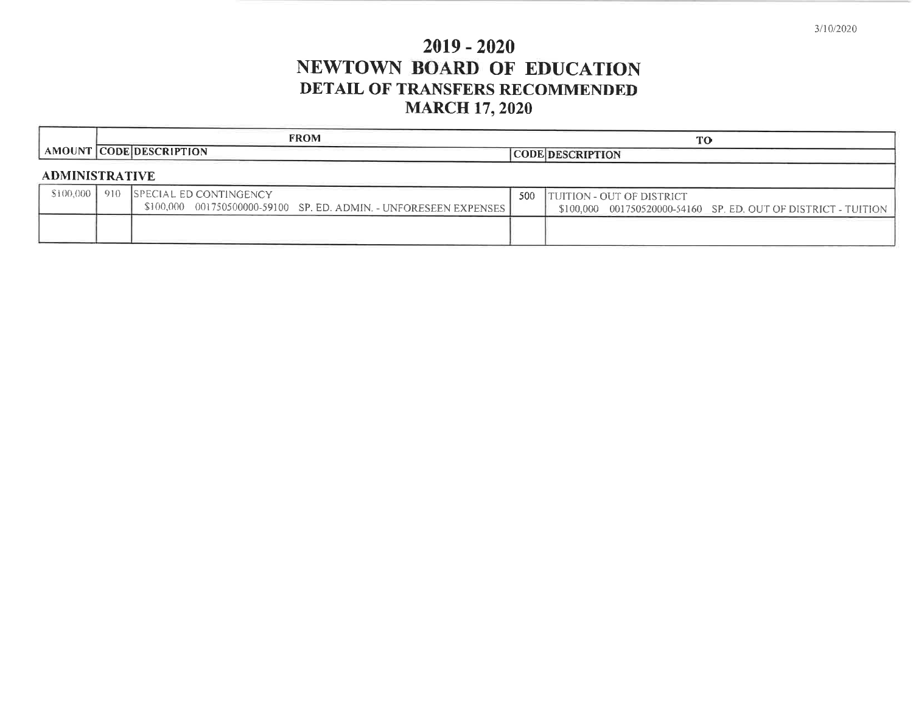# 2019 - 2020
# NEWTOWN BOARD OF EDUCATION
## DETAIL OF TRANSFERS RECOMMENDED
## MARCH 17, 2020

| | FROM | | TO | |
|---|---|---|---|---|
| AMOUNT | CODE | DESCRIPTION | CODE | DESCRIPTION |
| **ADMINISTRATIVE** | | | | |
| $100,000 | 910 | SPECIAL ED CONTINGENCY<br>$100,000 001750500000-59100 SP. ED. ADMIN. - UNFORESEEN EXPENSES | 500 | TUITION - OUT OF DISTRICT<br>$100,000 001750520000-54160 SP. ED. OUT OF DISTRICT - TUITION |
| | | | | |